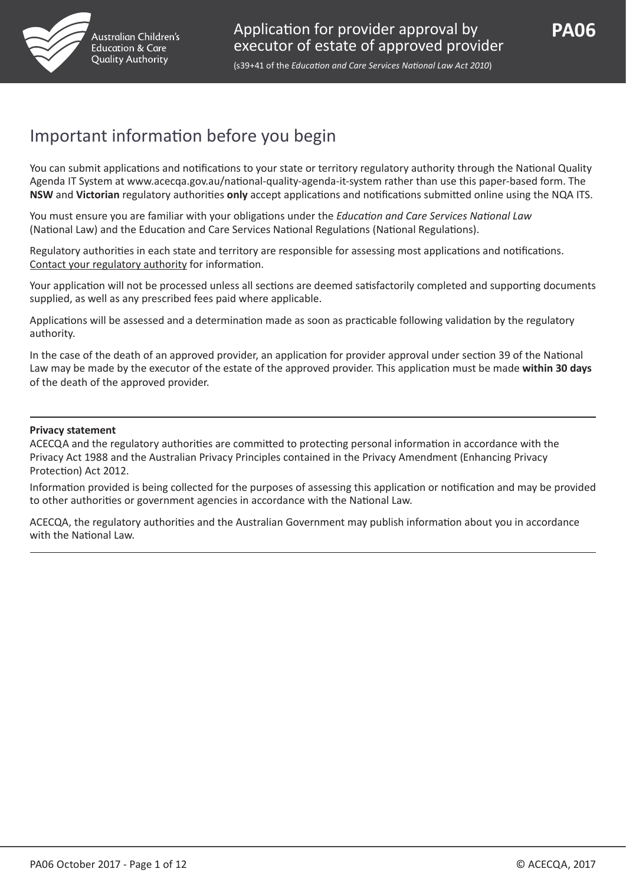Australian Children's Education & Care Quality Authority

# Application for provider approval by executor of estate of approved provider

**PA06**

(s39+41 of the *Education and Care Services National Law Act 2010*)

## Important information before you begin

You can submit applications and notifications to your state or territory regulatory authority through the National Quality Agenda IT System at www.acecqa.gov.au/national-quality-agenda-it-system rather than use this paper-based form. The **NSW** and **Victorian** regulatory authorities **only** accept applications and notifications submitted online using the NQA ITS.

You must ensure you are familiar with your obligations under the *Education and Care Services National Law* (National Law) and the Education and Care Services National Regulations (National Regulations).

Regulatory authorities in each state and territory are responsible for assessing most applications and notifications. Contact your regulatory authority for information.

Your application will not be processed unless all sections are deemed satisfactorily completed and supporting documents supplied, as well as any prescribed fees paid where applicable.

Applications will be assessed and a determination made as soon as practicable following validation by the regulatory authority.

In the case of the death of an approved provider, an application for provider approval under section 39 of the National Law may be made by the executor of the estate of the approved provider. This application must be made **within 30 days** of the death of the approved provider.

---

**Privacy statement**

ACECQA and the regulatory authorities are committed to protecting personal information in accordance with the Privacy Act 1988 and the Australian Privacy Principles contained in the Privacy Amendment (Enhancing Privacy Protection) Act 2012.

Information provided is being collected for the purposes of assessing this application or notification and may be provided to other authorities or government agencies in accordance with the National Law.

ACECQA, the regulatory authorities and the Australian Government may publish information about you in accordance with the National Law.

---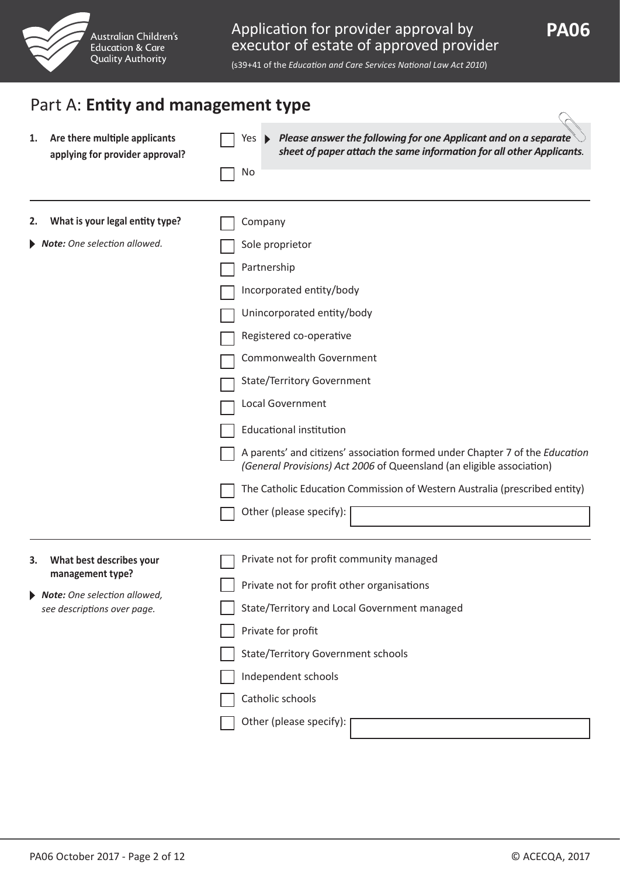## Part A: **Entity and management type**

**1. Are there multiple applicants applying for provider approval?**

- ☐ Yes ▶ ***Please answer the following for one Applicant and on a separate sheet of paper attach the same information for all other Applicants.***
- ☐ No

---

**2. What is your legal entity type?**

▶ ***Note:*** *One selection allowed.*

- ☐ Company
- ☐ Sole proprietor
- ☐ Partnership
- ☐ Incorporated entity/body
- ☐ Unincorporated entity/body
- ☐ Registered co-operative
- ☐ Commonwealth Government
- ☐ State/Territory Government
- ☐ Local Government
- ☐ Educational institution
- ☐ A parents' and citizens' association formed under Chapter 7 of the *Education (General Provisions) Act 2006* of Queensland (an eligible association)
- ☐ The Catholic Education Commission of Western Australia (prescribed entity)
- ☐ Other (please specify): ____________

---

**3. What best describes your management type?**

▶ ***Note:*** *One selection allowed, see descriptions over page.*

- ☐ Private not for profit community managed
- ☐ Private not for profit other organisations
- ☐ State/Territory and Local Government managed
- ☐ Private for profit
- ☐ State/Territory Government schools
- ☐ Independent schools
- ☐ Catholic schools
- ☐ Other (please specify): ____________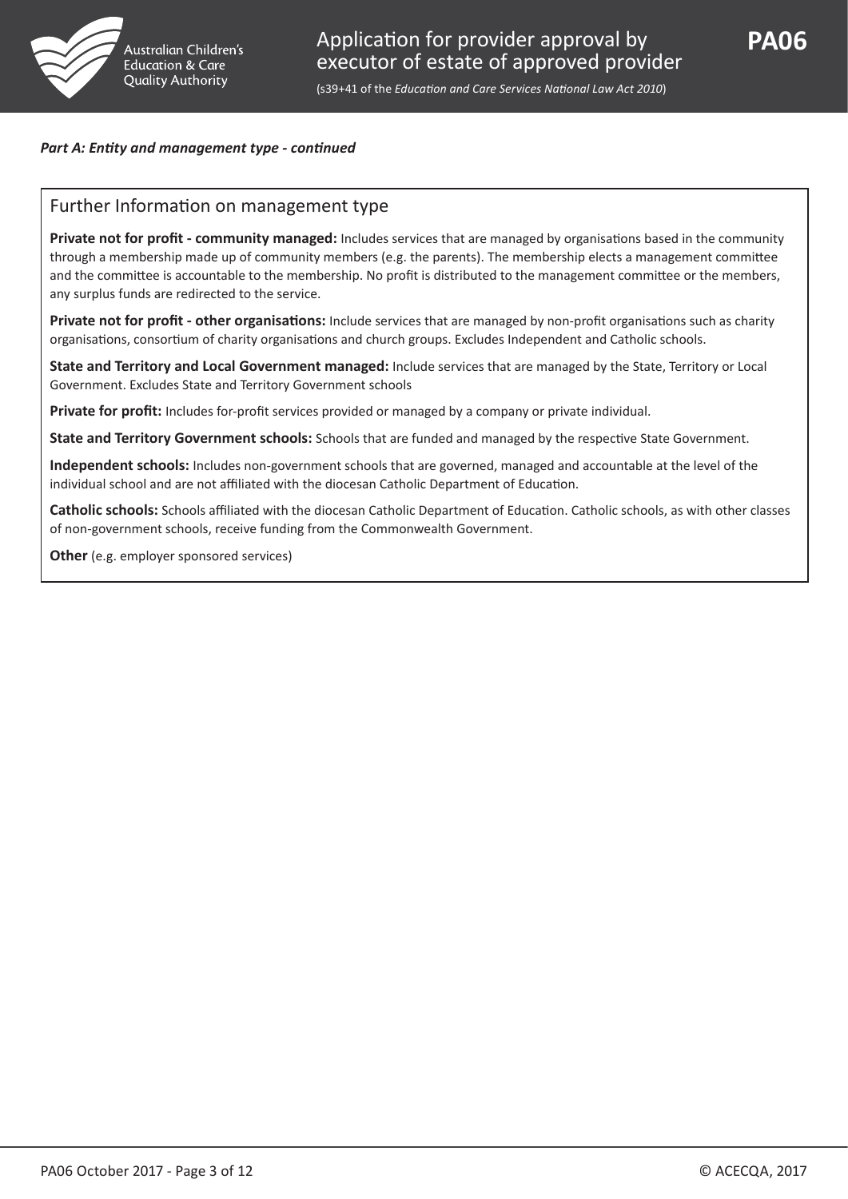***Part A: Entity and management type - continued***

## Further Information on management type

**Private not for profit - community managed:** Includes services that are managed by organisations based in the community through a membership made up of community members (e.g. the parents). The membership elects a management committee and the committee is accountable to the membership. No profit is distributed to the management committee or the members, any surplus funds are redirected to the service.

**Private not for profit - other organisations:** Include services that are managed by non-profit organisations such as charity organisations, consortium of charity organisations and church groups. Excludes Independent and Catholic schools.

**State and Territory and Local Government managed:** Include services that are managed by the State, Territory or Local Government. Excludes State and Territory Government schools

**Private for profit:** Includes for-profit services provided or managed by a company or private individual.

**State and Territory Government schools:** Schools that are funded and managed by the respective State Government.

**Independent schools:** Includes non-government schools that are governed, managed and accountable at the level of the individual school and are not affiliated with the diocesan Catholic Department of Education.

**Catholic schools:** Schools affiliated with the diocesan Catholic Department of Education. Catholic schools, as with other classes of non-government schools, receive funding from the Commonwealth Government.

**Other** (e.g. employer sponsored services)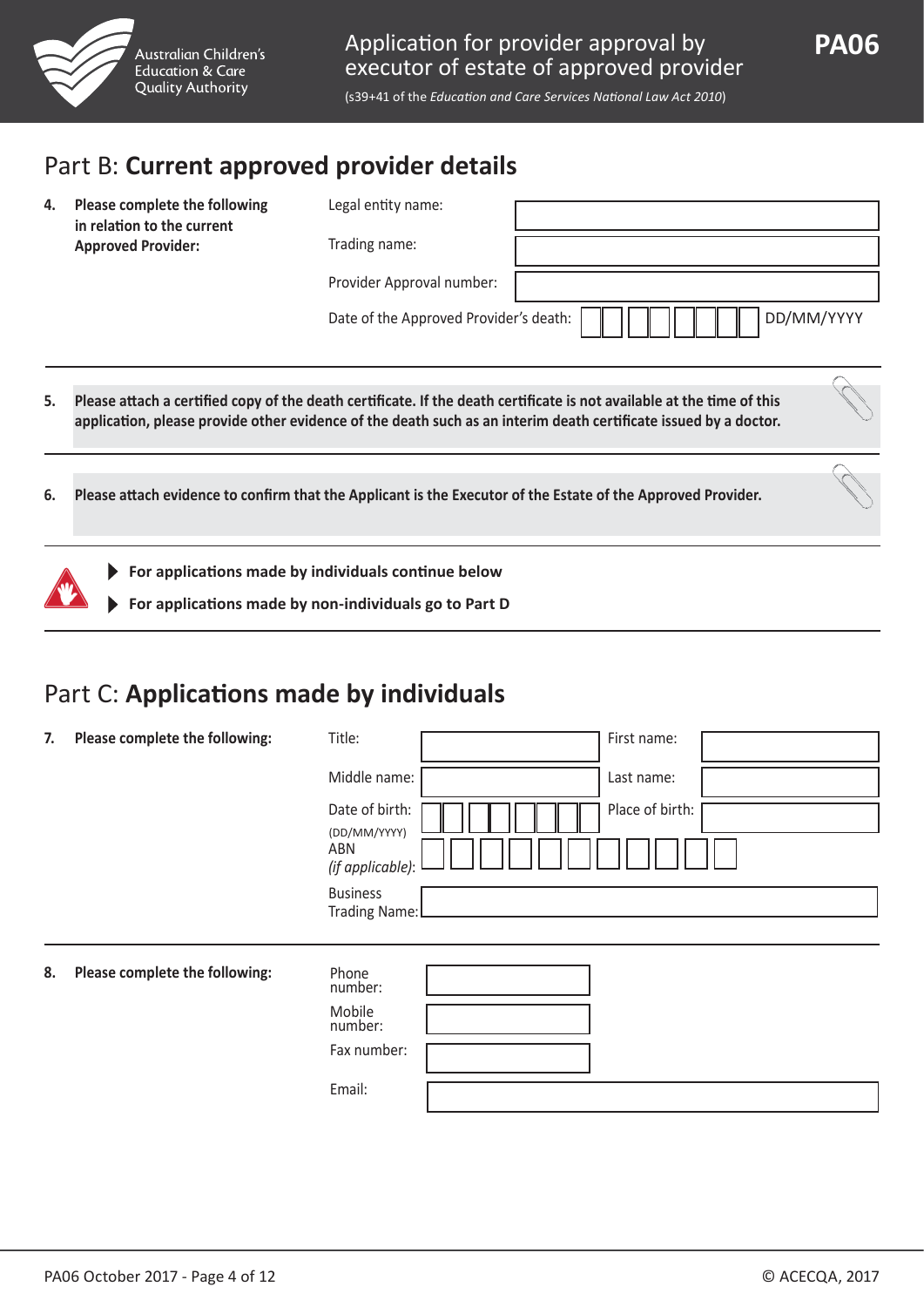## Part B: **Current approved provider details**

**4. Please complete the following in relation to the current Approved Provider:**

| | |
|---|---|
| Legal entity name: | |
| Trading name: | |
| Provider Approval number: | |
| Date of the Approved Provider's death: | DD/MM/YYYY |

**5. Please attach a certified copy of the death certificate. If the death certificate is not available at the time of this application, please provide other evidence of the death such as an interim death certificate issued by a doctor.**

**6. Please attach evidence to confirm that the Applicant is the Executor of the Estate of the Approved Provider.**

- **For applications made by individuals continue below**
- **For applications made by non-individuals go to Part D**

## Part C: **Applications made by individuals**

**7. Please complete the following:**

| | | | |
|---|---|---|---|
| Title: | | First name: | |
| Middle name: | | Last name: | |
| Date of birth: (DD/MM/YYYY) | | Place of birth: | |
| ABN *(if applicable)*: | | | |
| Business Trading Name: | | | |

**8. Please complete the following:**

| | |
|---|---|
| Phone number: | |
| Mobile number: | |
| Fax number: | |
| Email: | |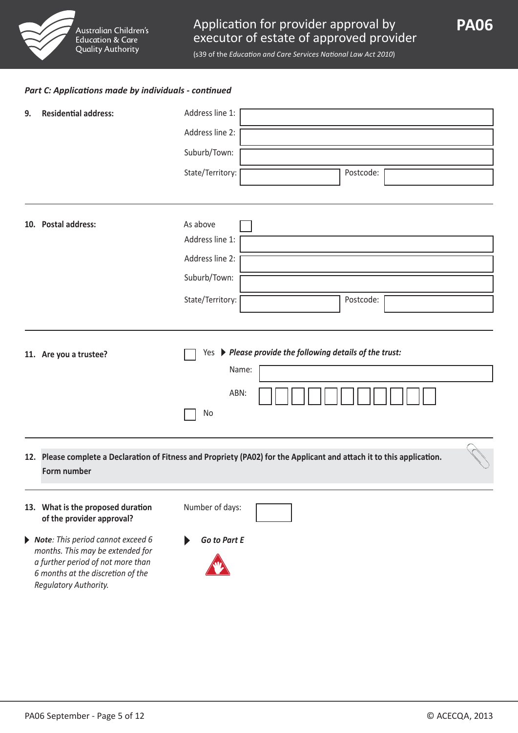# Application for provider approval by executor of estate of approved provider

(s39 of the *Education and Care Services National Law Act 2010*)

PA06

*Part C: Applications made by individuals - continued*

**9. Residential address:**

Address line 1:

Address line 2:

Suburb/Town:

State/Territory: Postcode:

**10. Postal address:**

As above ☐

Address line 1:

Address line 2:

Suburb/Town:

State/Territory: Postcode:

**11. Are you a trustee?**

☐ Yes ▶ ***Please provide the following details of the trust:***

Name:

ABN:

☐ No

**12. Please complete a Declaration of Fitness and Propriety (PA02) for the Applicant and attach it to this application.**

**Form number**

**13. What is the proposed duration of the provider approval?**

Number of days:

▶ ***Note**: This period cannot exceed 6 months. This may be extended for a further period of not more than 6 months at the discretion of the Regulatory Authority.*

▶ ***Go to Part E***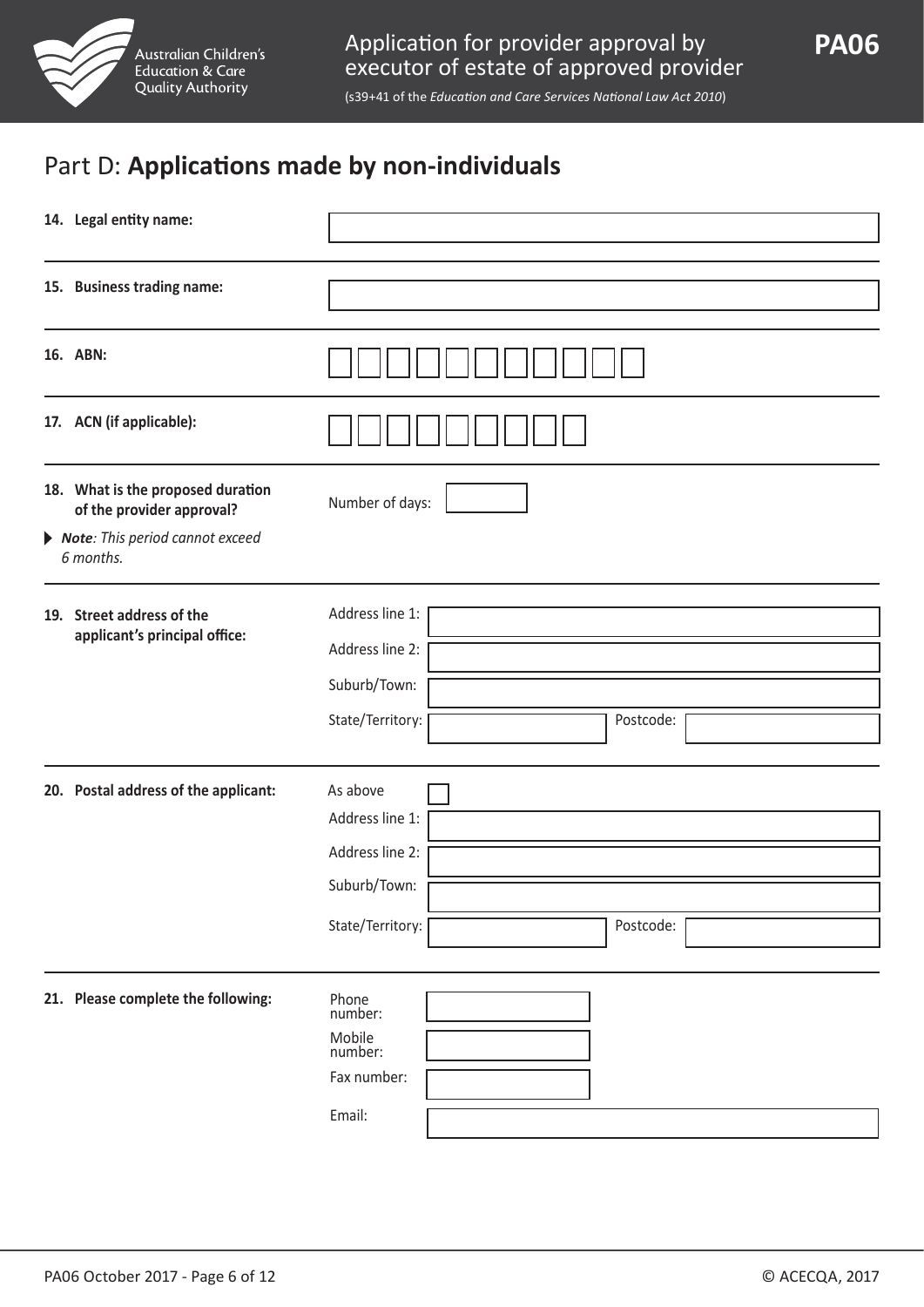## Part D: **Applications made by non-individuals**

**14. Legal entity name:**

**15. Business trading name:**

**16. ABN:**

**17. ACN (if applicable):**

**18. What is the proposed duration of the provider approval?**

*Note: This period cannot exceed 6 months.*

Number of days:

**19. Street address of the applicant's principal office:**

Address line 1:

Address line 2:

Suburb/Town:

State/Territory: Postcode:

**20. Postal address of the applicant:**

As above ☐

Address line 1:

Address line 2:

Suburb/Town:

State/Territory: Postcode:

**21. Please complete the following:**

Phone number:

Mobile number:

Fax number:

Email: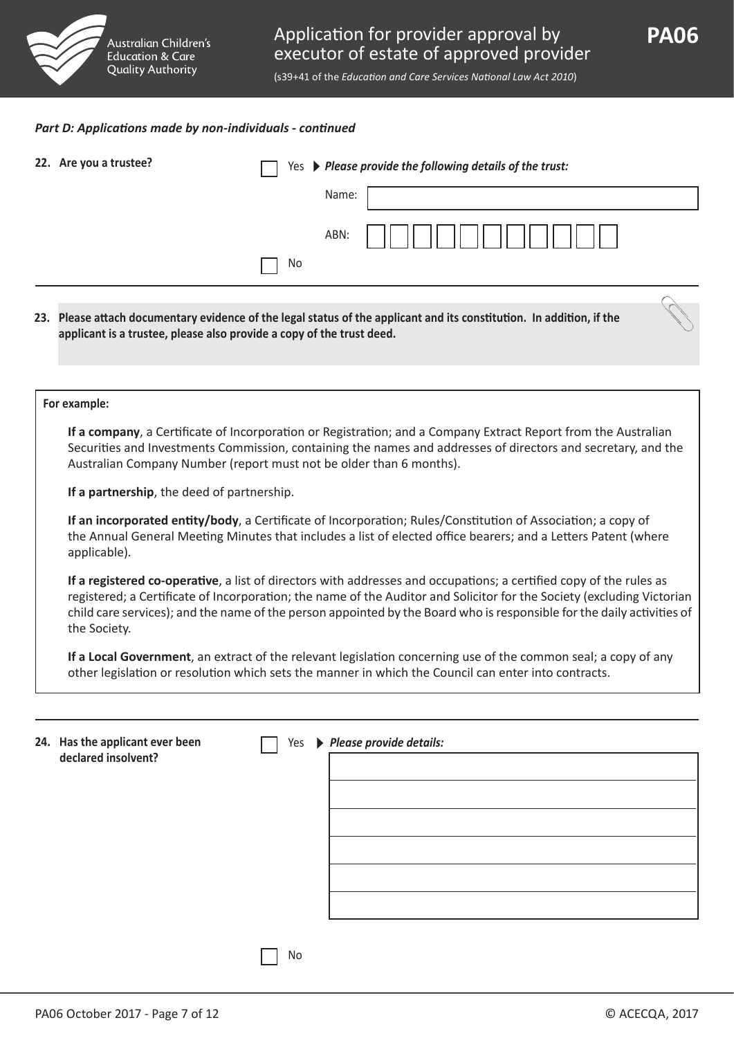*Part D: Applications made by non-individuals - continued*

**22. Are you a trustee?**

☐ Yes ▶ ***Please provide the following details of the trust:***

Name:

ABN:

☐ No

---

**23. Please attach documentary evidence of the legal status of the applicant and its constitution. In addition, if the applicant is a trustee, please also provide a copy of the trust deed.**

**For example:**

**If a company**, a Certificate of Incorporation or Registration; and a Company Extract Report from the Australian Securities and Investments Commission, containing the names and addresses of directors and secretary, and the Australian Company Number (report must not be older than 6 months).

**If a partnership**, the deed of partnership.

**If an incorporated entity/body**, a Certificate of Incorporation; Rules/Constitution of Association; a copy of the Annual General Meeting Minutes that includes a list of elected office bearers; and a Letters Patent (where applicable).

**If a registered co-operative**, a list of directors with addresses and occupations; a certified copy of the rules as registered; a Certificate of Incorporation; the name of the Auditor and Solicitor for the Society (excluding Victorian child care services); and the name of the person appointed by the Board who is responsible for the daily activities of the Society.

**If a Local Government**, an extract of the relevant legislation concerning use of the common seal; a copy of any other legislation or resolution which sets the manner in which the Council can enter into contracts.

---

**24. Has the applicant ever been declared insolvent?**

☐ Yes ▶ ***Please provide details:***

☐ No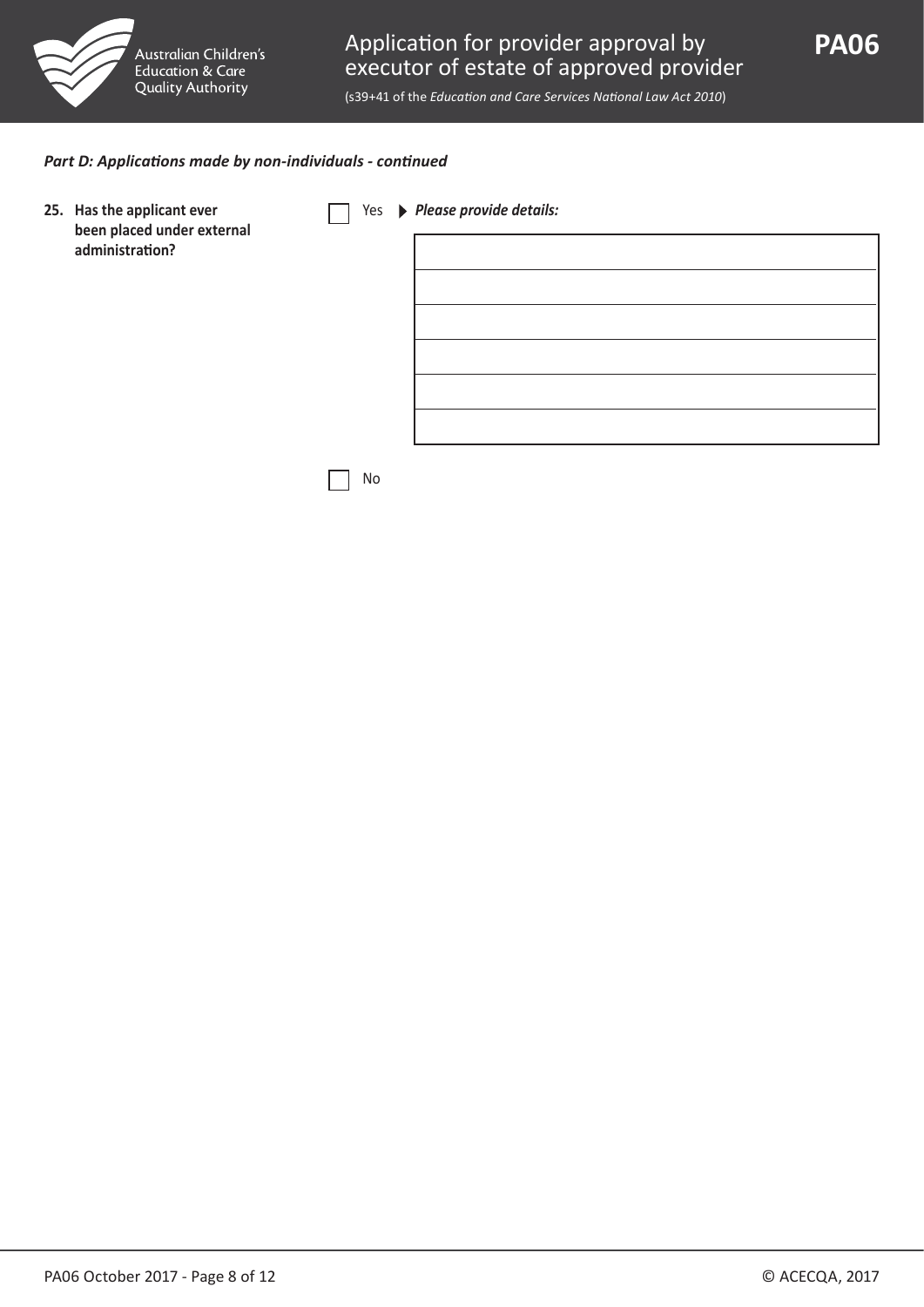*Part D: Applications made by non-individuals - continued*

**25. Has the applicant ever been placed under external administration?**

☐ Yes ▶ ***Please provide details:***

| |
|---|
| |
| |
| |
| |
| |
| |

☐ No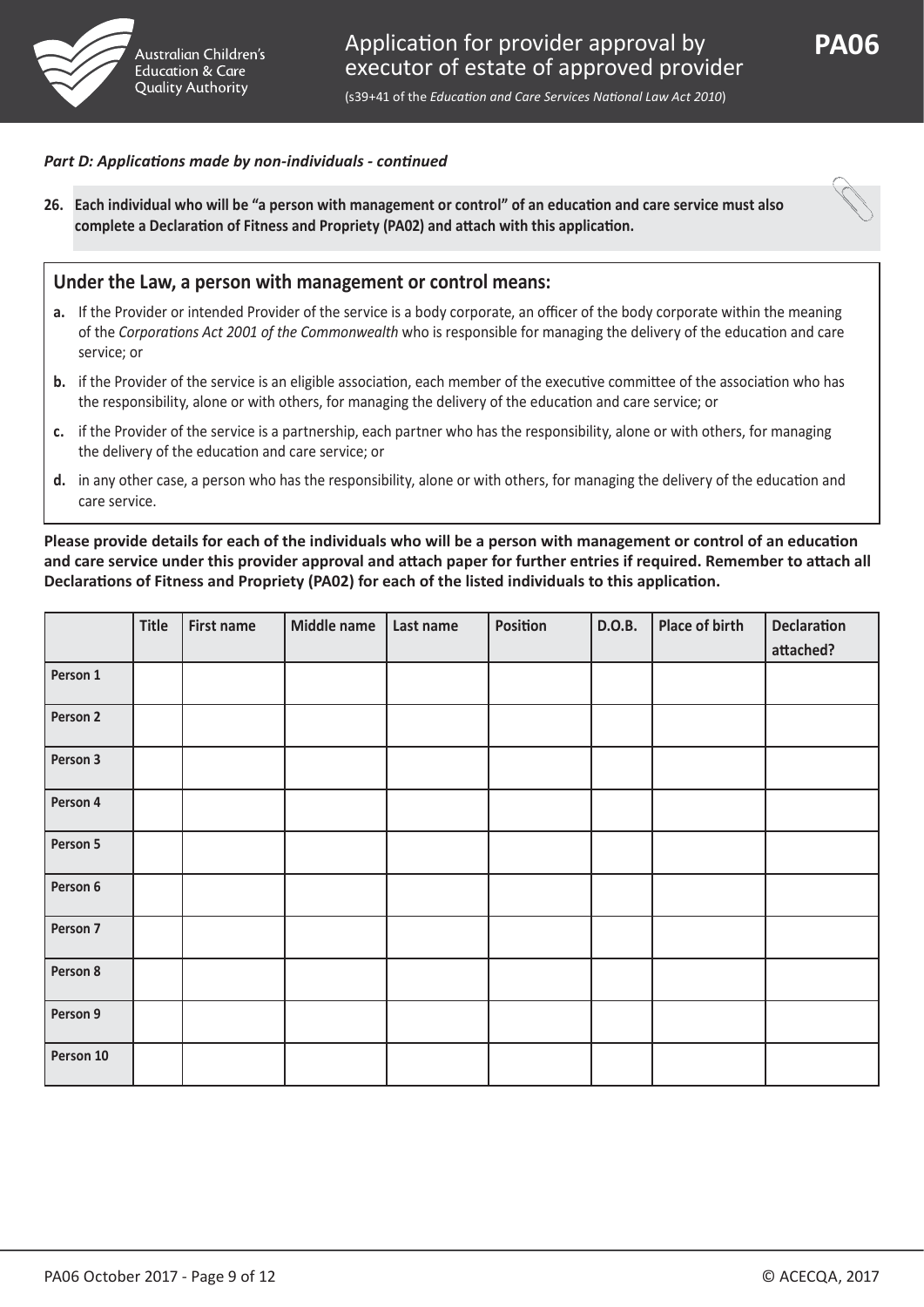*Part D: Applications made by non-individuals - continued*

**26. Each individual who will be "a person with management or control" of an education and care service must also complete a Declaration of Fitness and Propriety (PA02) and attach with this application.**

## Under the Law, a person with management or control means:

**a.** If the Provider or intended Provider of the service is a body corporate, an officer of the body corporate within the meaning of the *Corporations Act 2001 of the Commonwealth* who is responsible for managing the delivery of the education and care service; or

**b.** if the Provider of the service is an eligible association, each member of the executive committee of the association who has the responsibility, alone or with others, for managing the delivery of the education and care service; or

**c.** if the Provider of the service is a partnership, each partner who has the responsibility, alone or with others, for managing the delivery of the education and care service; or

**d.** in any other case, a person who has the responsibility, alone or with others, for managing the delivery of the education and care service.

**Please provide details for each of the individuals who will be a person with management or control of an education and care service under this provider approval and attach paper for further entries if required. Remember to attach all Declarations of Fitness and Propriety (PA02) for each of the listed individuals to this application.**

| | Title | First name | Middle name | Last name | Position | D.O.B. | Place of birth | Declaration attached? |
|---|---|---|---|---|---|---|---|---|
| Person 1 | | | | | | | | |
| Person 2 | | | | | | | | |
| Person 3 | | | | | | | | |
| Person 4 | | | | | | | | |
| Person 5 | | | | | | | | |
| Person 6 | | | | | | | | |
| Person 7 | | | | | | | | |
| Person 8 | | | | | | | | |
| Person 9 | | | | | | | | |
| Person 10 | | | | | | | | |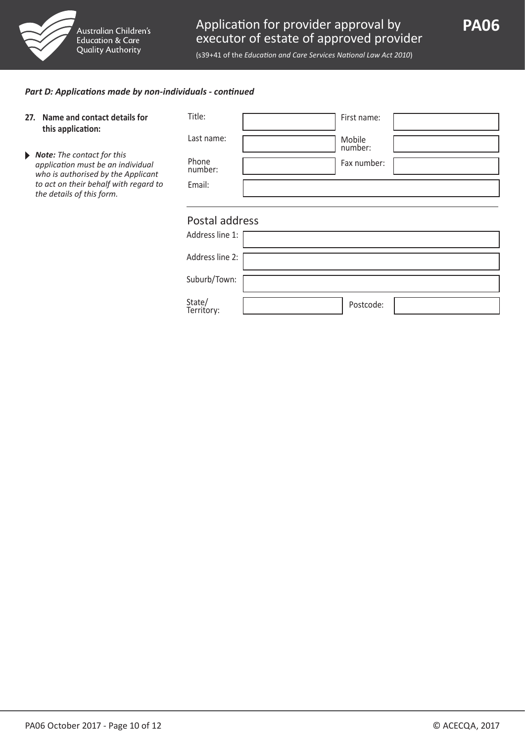*Part D: Applications made by non-individuals - continued*

**27. Name and contact details for this application:**

***Note:** The contact for this application must be an individual who is authorised by the Applicant to act on their behalf with regard to the details of this form.*

| | | | |
|---|---|---|---|
| Title: | | First name: | |
| Last name: | | Mobile number: | |
| Phone number: | | Fax number: | |
| Email: | | | |

## Postal address

| | | | |
|---|---|---|---|
| Address line 1: | | | |
| Address line 2: | | | |
| Suburb/Town: | | | |
| State/Territory: | | Postcode: | |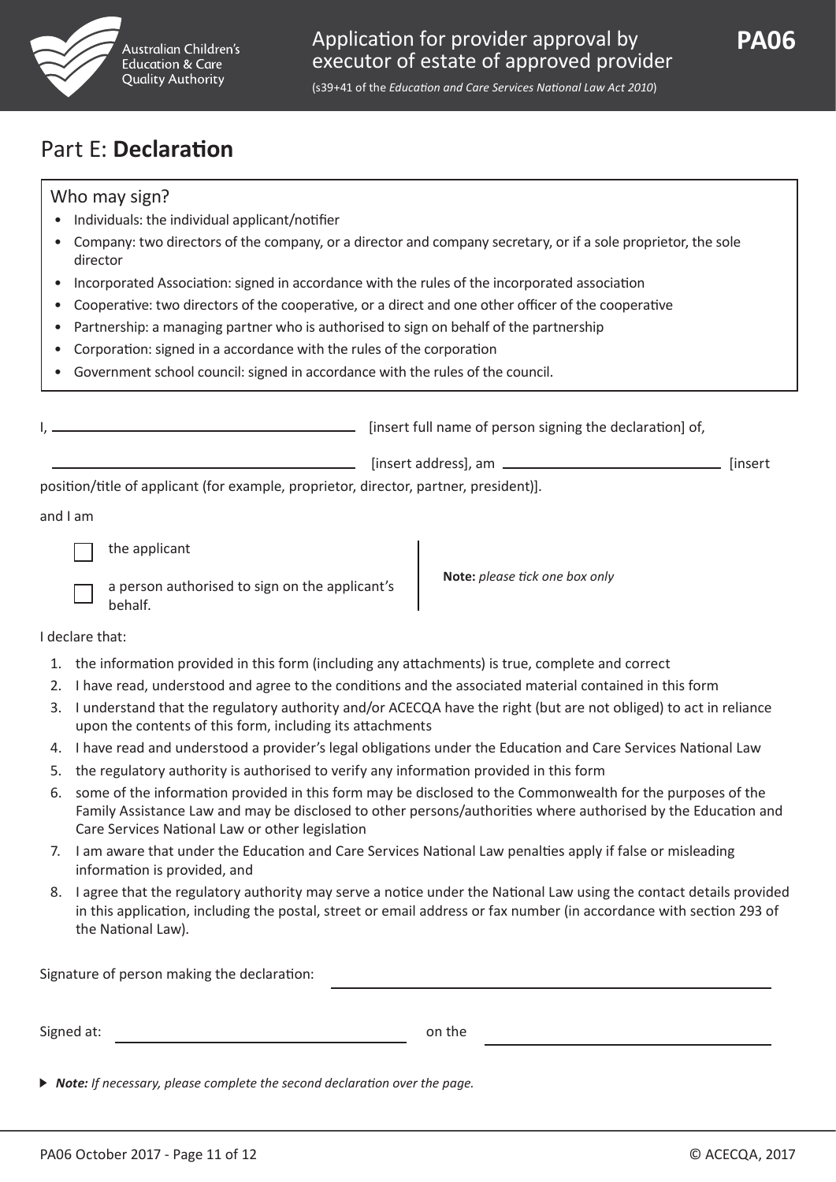## Part E: **Declaration**

### Who may sign?

- Individuals: the individual applicant/notifier
- Company: two directors of the company, or a director and company secretary, or if a sole proprietor, the sole director
- Incorporated Association: signed in accordance with the rules of the incorporated association
- Cooperative: two directors of the cooperative, or a direct and one other officer of the cooperative
- Partnership: a managing partner who is authorised to sign on behalf of the partnership
- Corporation: signed in a accordance with the rules of the corporation
- Government school council: signed in accordance with the rules of the council.

I, ______________________________ [insert full name of person signing the declaration] of,

______________________________ [insert address], am ______________________ [insert position/title of applicant (for example, proprietor, director, partner, president)].

and I am

- ☐ the applicant
- ☐ a person authorised to sign on the applicant's behalf.

**Note:** *please tick one box only*

I declare that:

1. the information provided in this form (including any attachments) is true, complete and correct
2. I have read, understood and agree to the conditions and the associated material contained in this form
3. I understand that the regulatory authority and/or ACECQA have the right (but are not obliged) to act in reliance upon the contents of this form, including its attachments
4. I have read and understood a provider's legal obligations under the Education and Care Services National Law
5. the regulatory authority is authorised to verify any information provided in this form
6. some of the information provided in this form may be disclosed to the Commonwealth for the purposes of the Family Assistance Law and may be disclosed to other persons/authorities where authorised by the Education and Care Services National Law or other legislation
7. I am aware that under the Education and Care Services National Law penalties apply if false or misleading information is provided, and
8. I agree that the regulatory authority may serve a notice under the National Law using the contact details provided in this application, including the postal, street or email address or fax number (in accordance with section 293 of the National Law).

Signature of person making the declaration: ______________________________

Signed at: ______________________ on the ______________________

▶ ***Note:*** *If necessary, please complete the second declaration over the page.*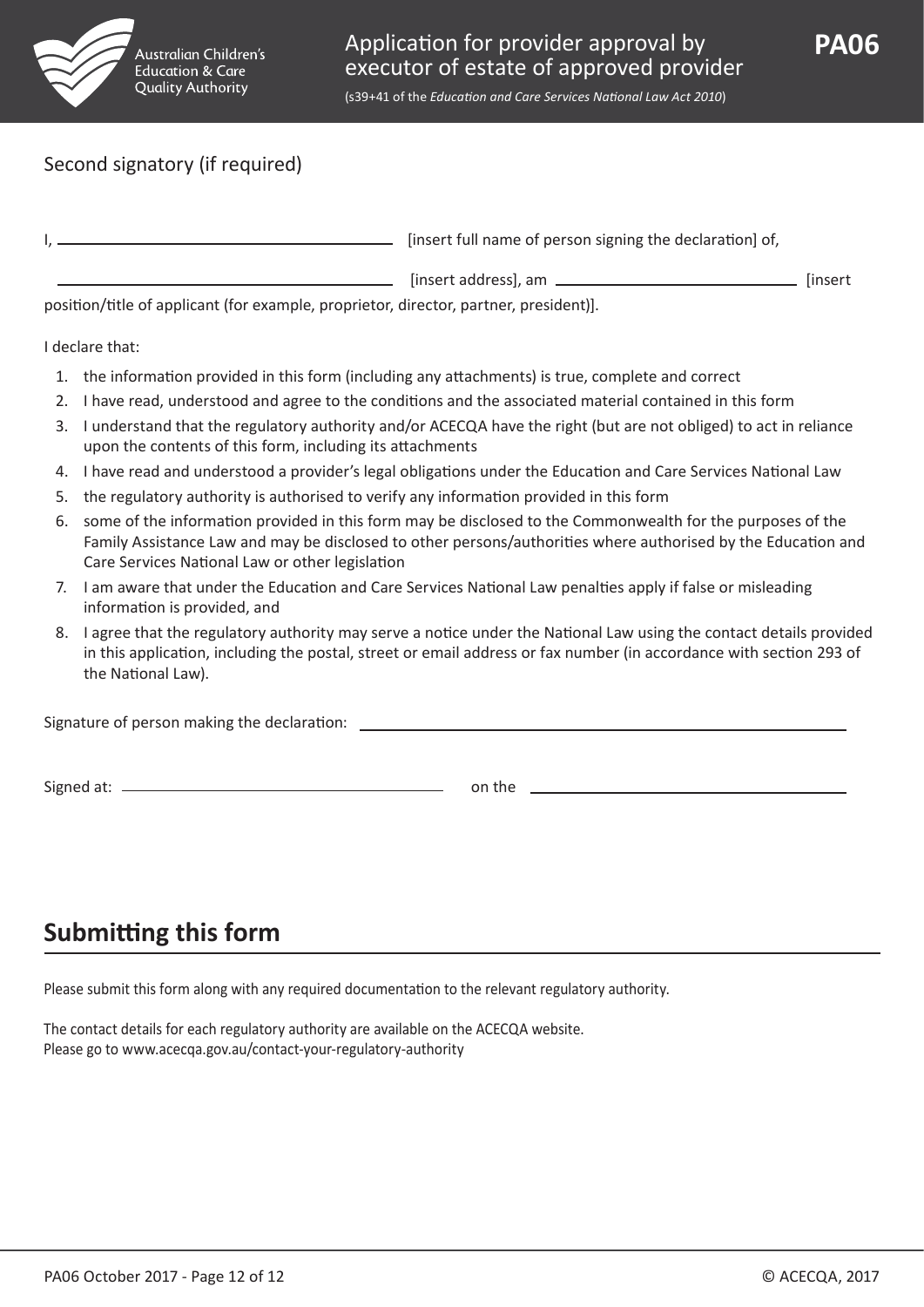Second signatory (if required)

I, ______________________________ [insert full name of person signing the declaration] of,

______________________________ [insert address], am ______________________________ [insert position/title of applicant (for example, proprietor, director, partner, president)].

I declare that:

1. the information provided in this form (including any attachments) is true, complete and correct
2. I have read, understood and agree to the conditions and the associated material contained in this form
3. I understand that the regulatory authority and/or ACECQA have the right (but are not obliged) to act in reliance upon the contents of this form, including its attachments
4. I have read and understood a provider's legal obligations under the Education and Care Services National Law
5. the regulatory authority is authorised to verify any information provided in this form
6. some of the information provided in this form may be disclosed to the Commonwealth for the purposes of the Family Assistance Law and may be disclosed to other persons/authorities where authorised by the Education and Care Services National Law or other legislation
7. I am aware that under the Education and Care Services National Law penalties apply if false or misleading information is provided, and
8. I agree that the regulatory authority may serve a notice under the National Law using the contact details provided in this application, including the postal, street or email address or fax number (in accordance with section 293 of the National Law).

Signature of person making the declaration: ______________________________

Signed at: ______________________________ on the ______________________________

## Submitting this form

Please submit this form along with any required documentation to the relevant regulatory authority.

The contact details for each regulatory authority are available on the ACECQA website.
Please go to www.acecqa.gov.au/contact-your-regulatory-authority